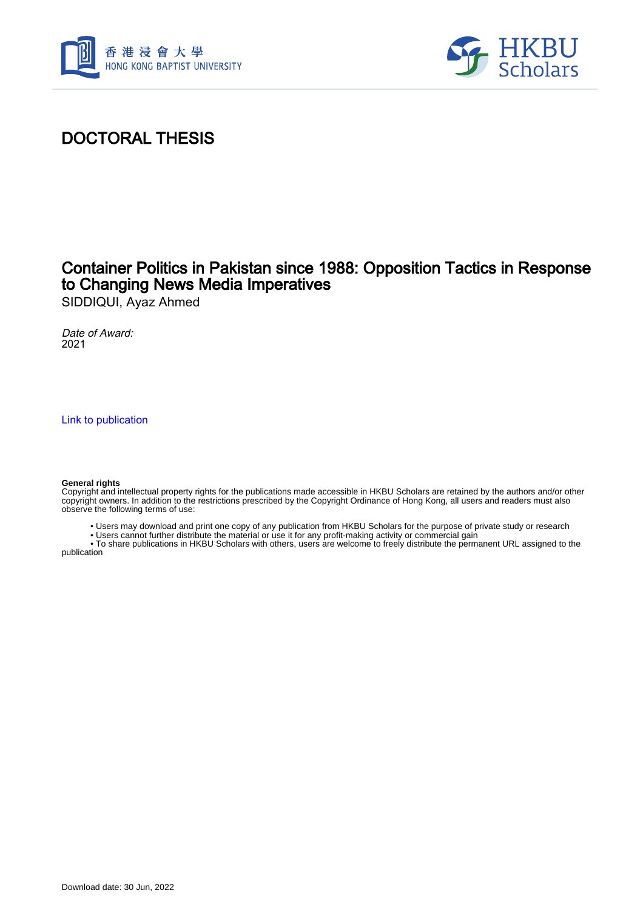# DOCTORAL THESIS

## Container Politics in Pakistan since 1988: Opposition Tactics in Response to Changing News Media Imperatives

SIDDIQUI, Ayaz Ahmed

*Date of Award:*
2021

Link to publication

**General rights**
Copyright and intellectual property rights for the publications made accessible in HKBU Scholars are retained by the authors and/or other copyright owners. In addition to the restrictions prescribed by the Copyright Ordinance of Hong Kong, all users and readers must also observe the following terms of use:

- Users may download and print one copy of any publication from HKBU Scholars for the purpose of private study or research
- Users cannot further distribute the material or use it for any profit-making activity or commercial gain
- To share publications in HKBU Scholars with others, users are welcome to freely distribute the permanent URL assigned to the publication

Download date: 30 Jun, 2022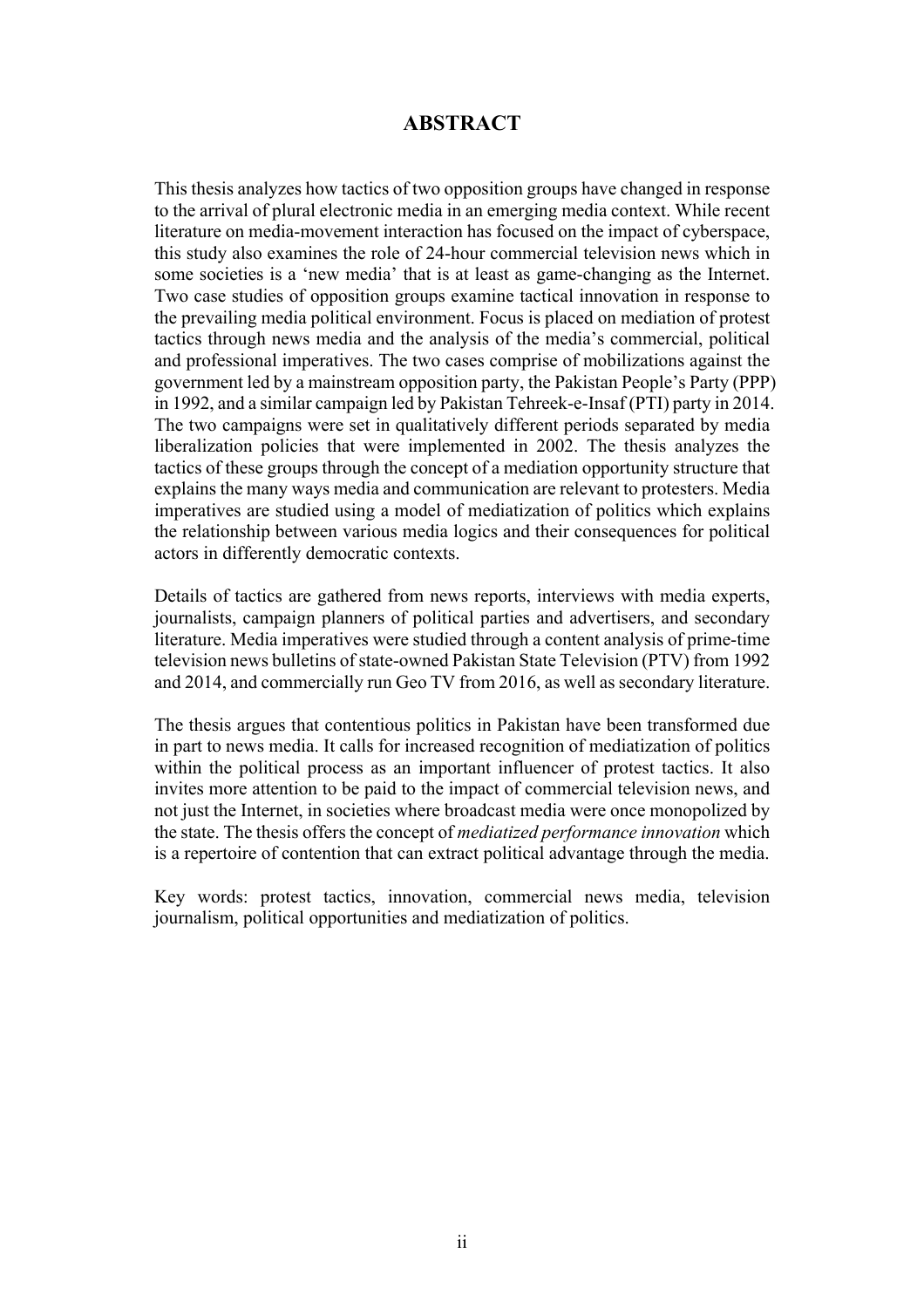# ABSTRACT

This thesis analyzes how tactics of two opposition groups have changed in response to the arrival of plural electronic media in an emerging media context. While recent literature on media-movement interaction has focused on the impact of cyberspace, this study also examines the role of 24-hour commercial television news which in some societies is a 'new media' that is at least as game-changing as the Internet. Two case studies of opposition groups examine tactical innovation in response to the prevailing media political environment. Focus is placed on mediation of protest tactics through news media and the analysis of the media's commercial, political and professional imperatives. The two cases comprise of mobilizations against the government led by a mainstream opposition party, the Pakistan People's Party (PPP) in 1992, and a similar campaign led by Pakistan Tehreek-e-Insaf (PTI) party in 2014. The two campaigns were set in qualitatively different periods separated by media liberalization policies that were implemented in 2002. The thesis analyzes the tactics of these groups through the concept of a mediation opportunity structure that explains the many ways media and communication are relevant to protesters. Media imperatives are studied using a model of mediatization of politics which explains the relationship between various media logics and their consequences for political actors in differently democratic contexts.

Details of tactics are gathered from news reports, interviews with media experts, journalists, campaign planners of political parties and advertisers, and secondary literature. Media imperatives were studied through a content analysis of prime-time television news bulletins of state-owned Pakistan State Television (PTV) from 1992 and 2014, and commercially run Geo TV from 2016, as well as secondary literature.

The thesis argues that contentious politics in Pakistan have been transformed due in part to news media. It calls for increased recognition of mediatization of politics within the political process as an important influencer of protest tactics. It also invites more attention to be paid to the impact of commercial television news, and not just the Internet, in societies where broadcast media were once monopolized by the state. The thesis offers the concept of *mediatized performance innovation* which is a repertoire of contention that can extract political advantage through the media.

Key words: protest tactics, innovation, commercial news media, television journalism, political opportunities and mediatization of politics.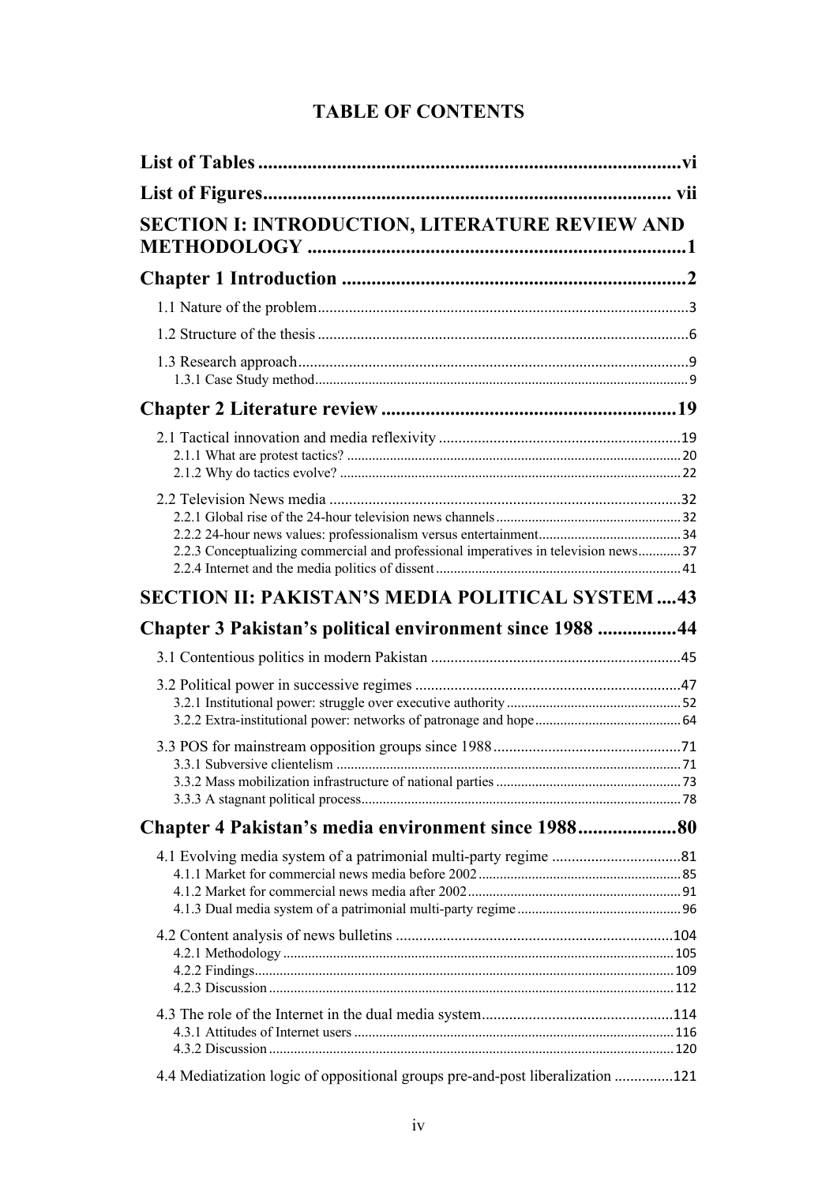# TABLE OF CONTENTS

**List of Tables** ........................................................................................ vi

**List of Figures** ..................................................................................... vii

**SECTION I: INTRODUCTION, LITERATURE REVIEW AND METHODOLOGY** ............................................................................... 1

**Chapter 1 Introduction** ....................................................................... 2

1.1 Nature of the problem ............................................................................................ 3

1.2 Structure of the thesis ............................................................................................. 6

1.3 Research approach .................................................................................................. 9

1.3.1 Case Study method ........................................................................................................ 9

**Chapter 2 Literature review** ............................................................. 19

2.1 Tactical innovation and media reflexivity ............................................................ 19

2.1.1 What are protest tactics? ............................................................................................. 20

2.1.2 Why do tactics evolve? ................................................................................................ 22

2.2 Television News media ......................................................................................... 32

2.2.1 Global rise of the 24-hour television news channels .................................................... 32

2.2.2 24-hour news values: professionalism versus entertainment ........................................ 34

2.2.3 Conceptualizing commercial and professional imperatives in television news ............ 37

2.2.4 Internet and the media politics of dissent ..................................................................... 41

**SECTION II: PAKISTAN'S MEDIA POLITICAL SYSTEM** .... 43

**Chapter 3 Pakistan's political environment since 1988** ................ 44

3.1 Contentious politics in modern Pakistan ............................................................... 45

3.2 Political power in successive regimes ................................................................... 47

3.2.1 Institutional power: struggle over executive authority ................................................. 52

3.2.2 Extra-institutional power: networks of patronage and hope ......................................... 64

3.3 POS for mainstream opposition groups since 1988 ............................................... 71

3.3.1 Subversive clientelism ................................................................................................. 71

3.3.2 Mass mobilization infrastructure of national parties .................................................... 73

3.3.3 A stagnant political process .......................................................................................... 78

**Chapter 4 Pakistan's media environment since 1988** .................... 80

4.1 Evolving media system of a patrimonial multi-party regime ................................. 81

4.1.1 Market for commercial news media before 2002 ......................................................... 85

4.1.2 Market for commercial news media after 2002 ............................................................ 91

4.1.3 Dual media system of a patrimonial multi-party regime .............................................. 96

4.2 Content analysis of news bulletins ....................................................................... 104

4.2.1 Methodology ............................................................................................................. 105

4.2.2 Findings ..................................................................................................................... 109

4.2.3 Discussion ................................................................................................................. 112

4.3 The role of the Internet in the dual media system ................................................ 114

4.3.1 Attitudes of Internet users .......................................................................................... 116

4.3.2 Discussion ................................................................................................................. 120

4.4 Mediatization logic of oppositional groups pre-and-post liberalization ............... 121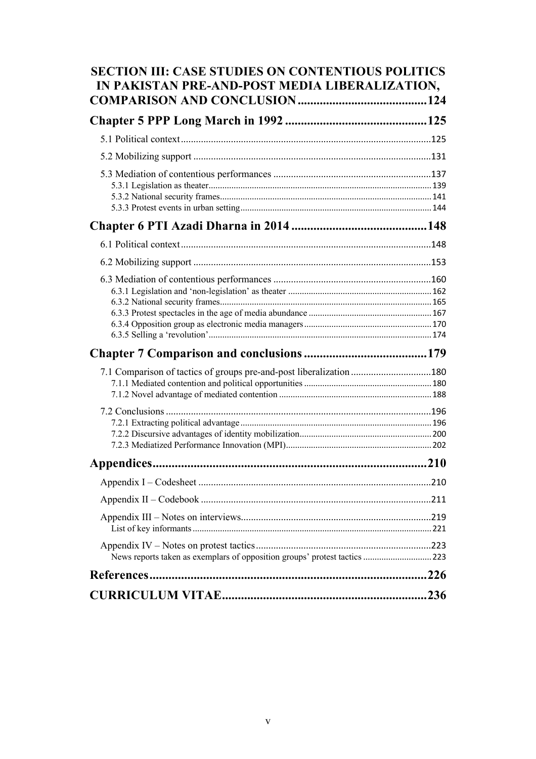**SECTION III: CASE STUDIES ON CONTENTIOUS POLITICS IN PAKISTAN PRE-AND-POST MEDIA LIBERALIZATION, COMPARISON AND CONCLUSION ......................................... 124**

**Chapter 5 PPP Long March in 1992 ............................................. 125**

5.1 Political context ................................................................................................... 125

5.2 Mobilizing support .............................................................................................. 131

5.3 Mediation of contentious performances ............................................................... 137

5.3.1 Legislation as theater ................................................................................................ 139

5.3.2 National security frames ........................................................................................... 141

5.3.3 Protest events in urban setting .................................................................................. 144

**Chapter 6 PTI Azadi Dharna in 2014 ........................................... 148**

6.1 Political context ................................................................................................... 148

6.2 Mobilizing support .............................................................................................. 153

6.3 Mediation of contentious performances ............................................................... 160

6.3.1 Legislation and 'non-legislation' as theater .............................................................. 162

6.3.2 National security frames ........................................................................................... 165

6.3.3 Protest spectacles in the age of media abundance ..................................................... 167

6.3.4 Opposition group as electronic media managers ....................................................... 170

6.3.5 Selling a 'revolution' ................................................................................................. 174

**Chapter 7 Comparison and conclusions ....................................... 179**

7.1 Comparison of tactics of groups pre-and-post liberalization ................................ 180

7.1.1 Mediated contention and political opportunities ....................................................... 180

7.1.2 Novel advantage of mediated contention .................................................................. 188

7.2 Conclusions ......................................................................................................... 196

7.2.1 Extracting political advantage ................................................................................... 196

7.2.2 Discursive advantages of identity mobilization ......................................................... 200

7.2.3 Mediatized Performance Innovation (MPI) ............................................................... 202

**Appendices ...................................................................................... 210**

Appendix I – Codesheet ............................................................................................ 210

Appendix II – Codebook ........................................................................................... 211

Appendix III – Notes on interviews ........................................................................... 219

List of key informants ........................................................................................................ 221

Appendix IV – Notes on protest tactics ..................................................................... 223

News reports taken as exemplars of opposition groups' protest tactics ............................. 223

**References ........................................................................................ 226**

**CURRICULUM VITAE ................................................................ 236**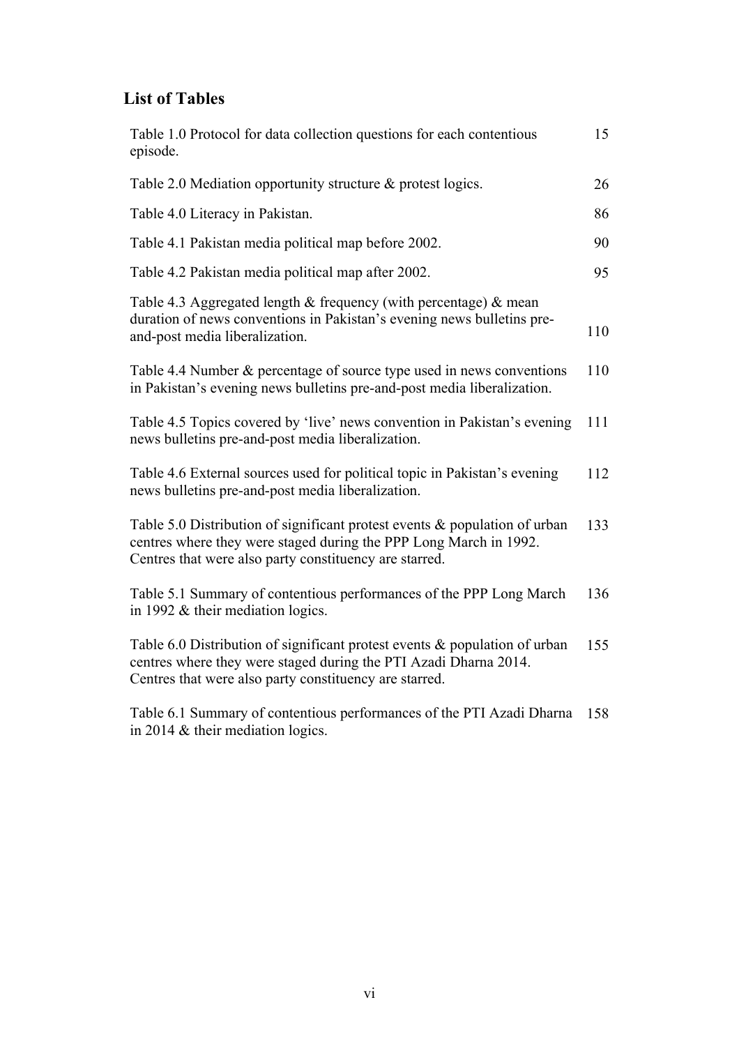## List of Tables

| | |
|---|---|
| Table 1.0 Protocol for data collection questions for each contentious episode. | 15 |
| Table 2.0 Mediation opportunity structure & protest logics. | 26 |
| Table 4.0 Literacy in Pakistan. | 86 |
| Table 4.1 Pakistan media political map before 2002. | 90 |
| Table 4.2 Pakistan media political map after 2002. | 95 |
| Table 4.3 Aggregated length & frequency (with percentage) & mean duration of news conventions in Pakistan's evening news bulletins pre-and-post media liberalization. | 110 |
| Table 4.4 Number & percentage of source type used in news conventions in Pakistan's evening news bulletins pre-and-post media liberalization. | 110 |
| Table 4.5 Topics covered by 'live' news convention in Pakistan's evening news bulletins pre-and-post media liberalization. | 111 |
| Table 4.6 External sources used for political topic in Pakistan's evening news bulletins pre-and-post media liberalization. | 112 |
| Table 5.0 Distribution of significant protest events & population of urban centres where they were staged during the PPP Long March in 1992. Centres that were also party constituency are starred. | 133 |
| Table 5.1 Summary of contentious performances of the PPP Long March in 1992 & their mediation logics. | 136 |
| Table 6.0 Distribution of significant protest events & population of urban centres where they were staged during the PTI Azadi Dharna 2014. Centres that were also party constituency are starred. | 155 |
| Table 6.1 Summary of contentious performances of the PTI Azadi Dharna in 2014 & their mediation logics. | 158 |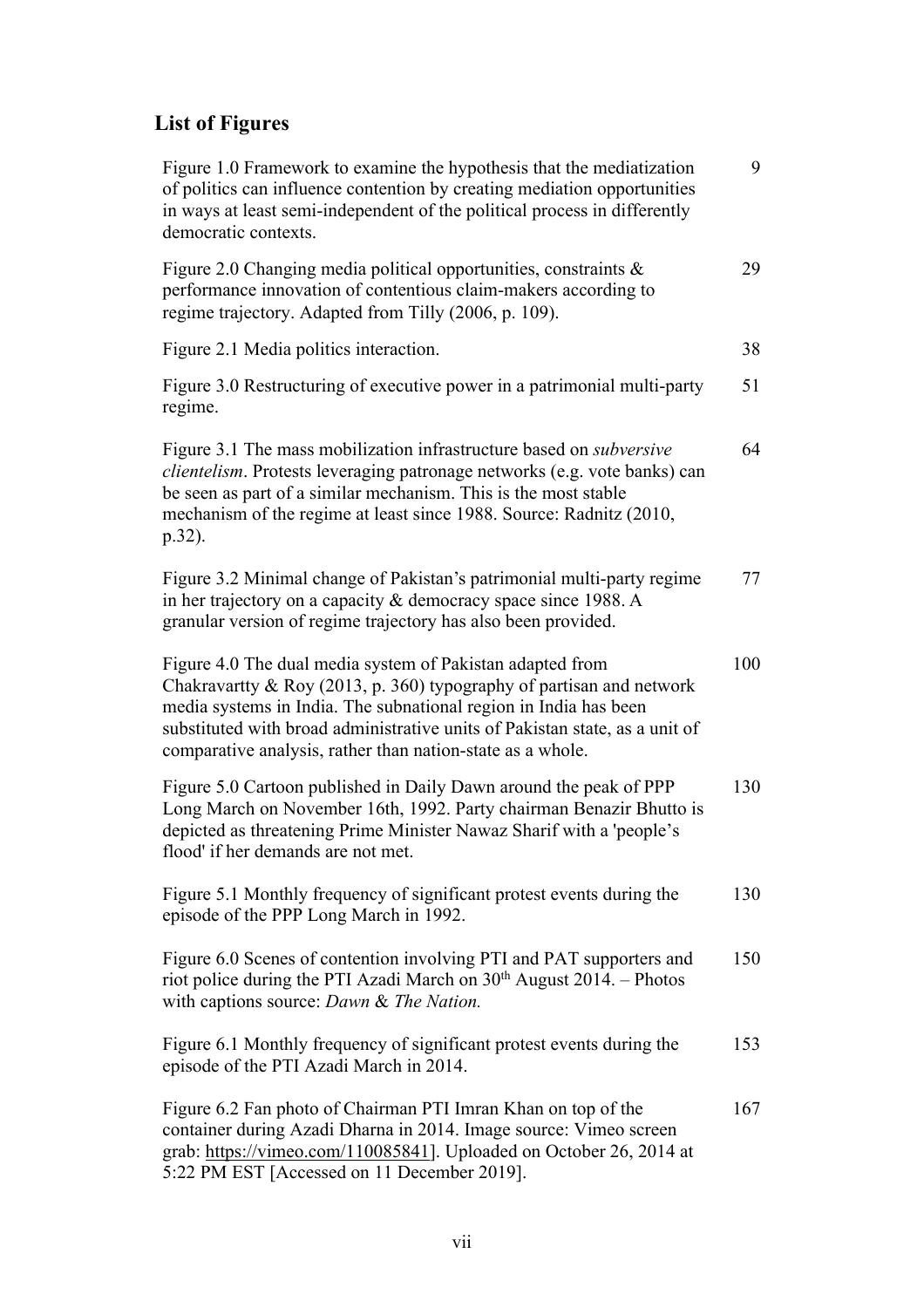## List of Figures

| | |
|---|---|
| Figure 1.0 Framework to examine the hypothesis that the mediatization of politics can influence contention by creating mediation opportunities in ways at least semi-independent of the political process in differently democratic contexts. | 9 |
| Figure 2.0 Changing media political opportunities, constraints & performance innovation of contentious claim-makers according to regime trajectory. Adapted from Tilly (2006, p. 109). | 29 |
| Figure 2.1 Media politics interaction. | 38 |
| Figure 3.0 Restructuring of executive power in a patrimonial multi-party regime. | 51 |
| Figure 3.1 The mass mobilization infrastructure based on *subversive clientelism*. Protests leveraging patronage networks (e.g. vote banks) can be seen as part of a similar mechanism. This is the most stable mechanism of the regime at least since 1988. Source: Radnitz (2010, p.32). | 64 |
| Figure 3.2 Minimal change of Pakistan's patrimonial multi-party regime in her trajectory on a capacity & democracy space since 1988. A granular version of regime trajectory has also been provided. | 77 |
| Figure 4.0 The dual media system of Pakistan adapted from Chakravartty & Roy (2013, p. 360) typography of partisan and network media systems in India. The subnational region in India has been substituted with broad administrative units of Pakistan state, as a unit of comparative analysis, rather than nation-state as a whole. | 100 |
| Figure 5.0 Cartoon published in Daily Dawn around the peak of PPP Long March on November 16th, 1992. Party chairman Benazir Bhutto is depicted as threatening Prime Minister Nawaz Sharif with a 'people's flood' if her demands are not met. | 130 |
| Figure 5.1 Monthly frequency of significant protest events during the episode of the PPP Long March in 1992. | 130 |
| Figure 6.0 Scenes of contention involving PTI and PAT supporters and riot police during the PTI Azadi March on 30th August 2014. – Photos with captions source: *Dawn* & *The Nation.* | 150 |
| Figure 6.1 Monthly frequency of significant protest events during the episode of the PTI Azadi March in 2014. | 153 |
| Figure 6.2 Fan photo of Chairman PTI Imran Khan on top of the container during Azadi Dharna in 2014. Image source: Vimeo screen grab: https://vimeo.com/110085841]. Uploaded on October 26, 2014 at 5:22 PM EST [Accessed on 11 December 2019]. | 167 |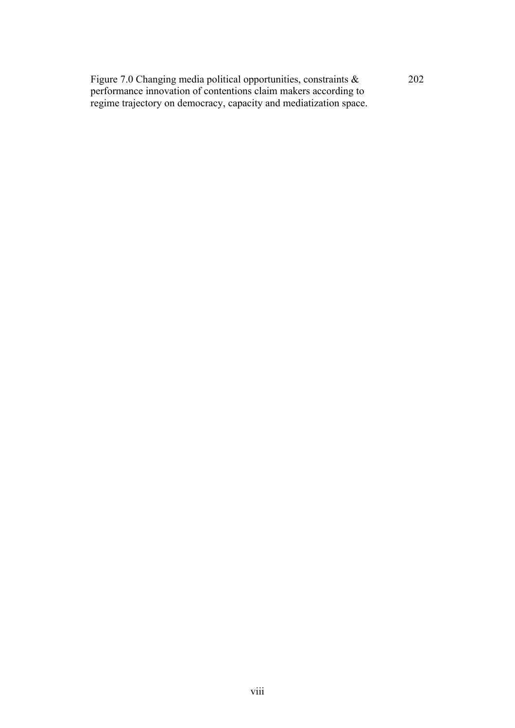Figure 7.0 Changing media political opportunities, constraints & performance innovation of contentions claim makers according to regime trajectory on democracy, capacity and mediatization space. 202